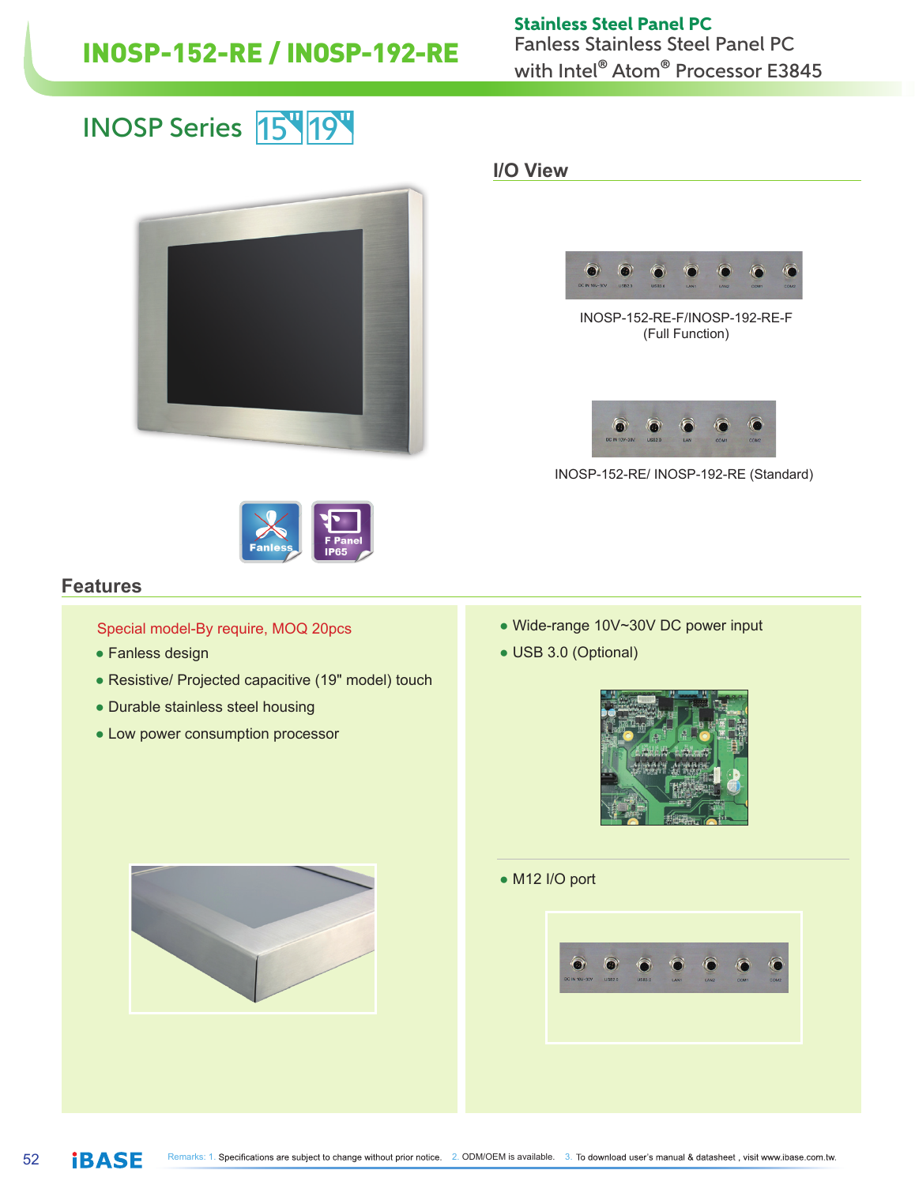# INOSP-152-RE / INOSP-192-RE

**Stainless Steel Panel PC**
Fanless Stainless Steel Panel PC with Intel® Atom® Processor E3845

## INOSP Series 15" 19"

### I/O View

INOSP-152-RE-F/INOSP-192-RE-F (Full Function)

INOSP-152-RE/ INOSP-192-RE (Standard)

Fanless

F Panel IP65

### Features

Special model-By require, MOQ 20pcs

- Fanless design
- Resistive/ Projected capacitive (19" model) touch
- Durable stainless steel housing
- Low power consumption processor
- Wide-range 10V~30V DC power input
- USB 3.0 (Optional)
- M12 I/O port

Remarks: 1. Specifications are subject to change without prior notice. 2. ODM/OEM is available. 3. To download user's manual & datasheet , visit www.ibase.com.tw.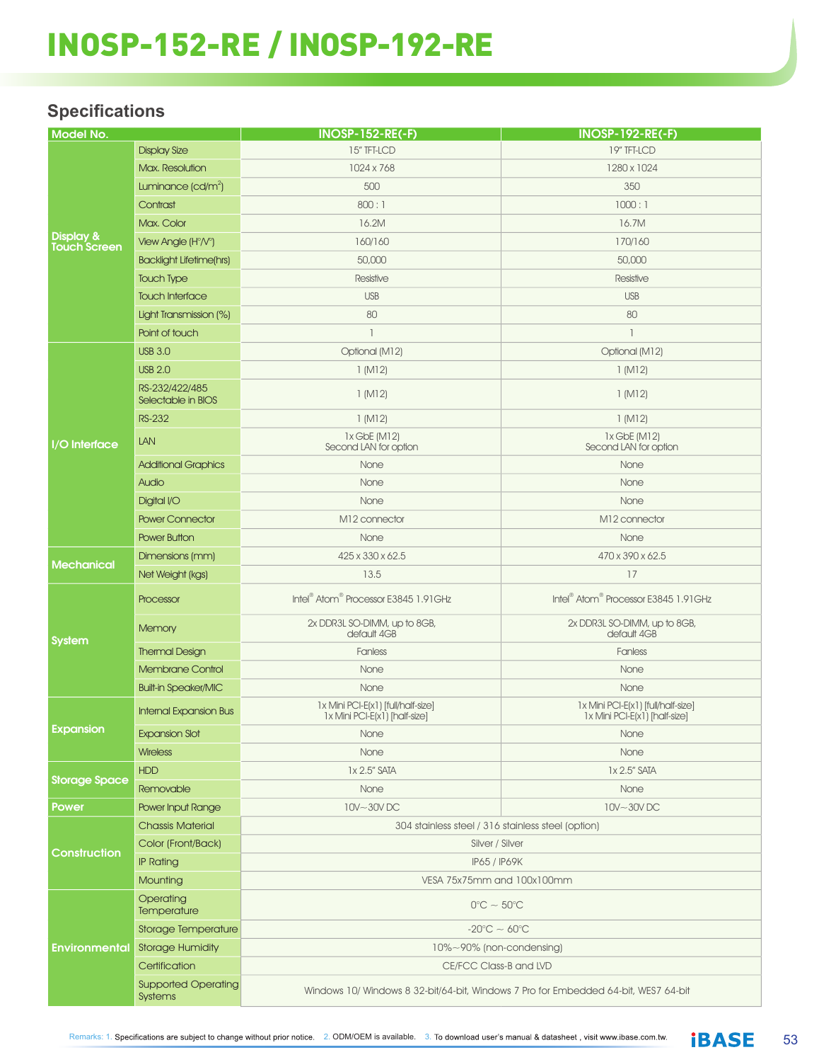# INOSP-152-RE / INOSP-192-RE

## Specifications

| Model No. | | INOSP-152-RE(-F) | INOSP-192-RE(-F) |
|---|---|---|---|
| Display & Touch Screen | Display Size | 15" TFT-LCD | 19" TFT-LCD |
| | Max. Resolution | 1024 x 768 | 1280 x 1024 |
| | Luminance (cd/m$^2$) | 500 | 350 |
| | Contrast | 800 : 1 | 1000 : 1 |
| | Max. Color | 16.2M | 16.7M |
| | View Angle (H°/V°) | 160/160 | 170/160 |
| | Backlight Lifetime(hrs) | 50,000 | 50,000 |
| | Touch Type | Resistive | Resistive |
| | Touch Interface | USB | USB |
| | Light Transmission (%) | 80 | 80 |
| | Point of touch | 1 | 1 |
| I/O Interface | USB 3.0 | Optional (M12) | Optional (M12) |
| | USB 2.0 | 1 (M12) | 1 (M12) |
| | RS-232/422/485 Selectable in BIOS | 1 (M12) | 1 (M12) |
| | RS-232 | 1 (M12) | 1 (M12) |
| | LAN | 1x GbE (M12)<br>Second LAN for option | 1x GbE (M12)<br>Second LAN for option |
| | Additional Graphics | None | None |
| | Audio | None | None |
| | Digital I/O | None | None |
| | Power Connector | M12 connector | M12 connector |
| | Power Button | None | None |
| Mechanical | Dimensions (mm) | 425 x 330 x 62.5 | 470 x 390 x 62.5 |
| | Net Weight (kgs) | 13.5 | 17 |
| System | Processor | Intel® Atom® Processor E3845 1.91GHz | Intel® Atom® Processor E3845 1.91GHz |
| | Memory | 2x DDR3L SO-DIMM, up to 8GB, default 4GB | 2x DDR3L SO-DIMM, up to 8GB, default 4GB |
| | Thermal Design | Fanless | Fanless |
| | Membrane Control | None | None |
| | Built-in Speaker/MIC | None | None |
| Expansion | Internal Expansion Bus | 1x Mini PCI-E(x1) [full/half-size]<br>1x Mini PCI-E(x1) [half-size] | 1x Mini PCI-E(x1) [full/half-size]<br>1x Mini PCI-E(x1) [half-size] |
| | Expansion Slot | None | None |
| | Wireless | None | None |
| Storage Space | HDD | 1x 2.5" SATA | 1x 2.5" SATA |
| | Removable | None | None |
| Power | Power Input Range | 10V~30V DC | 10V~30V DC |
| Construction | Chassis Material | 304 stainless steel / 316 stainless steel (option) | |
| | Color (Front/Back) | Silver / Silver | |
| | IP Rating | IP65 / IP69K | |
| | Mounting | VESA 75x75mm and 100x100mm | |
| Environmental | Operating Temperature | 0°C ~ 50°C | |
| | Storage Temperature | -20°C ~ 60°C | |
| | Storage Humidity | 10%~90% (non-condensing) | |
| | Certification | CE/FCC Class-B and LVD | |
| | Supported Operating Systems | Windows 10/ Windows 8 32-bit/64-bit, Windows 7 Pro for Embedded 64-bit, WES7 64-bit | |

Remarks: 1. Specifications are subject to change without prior notice. 2. ODM/OEM is available. 3. To download user's manual & datasheet , visit www.ibase.com.tw.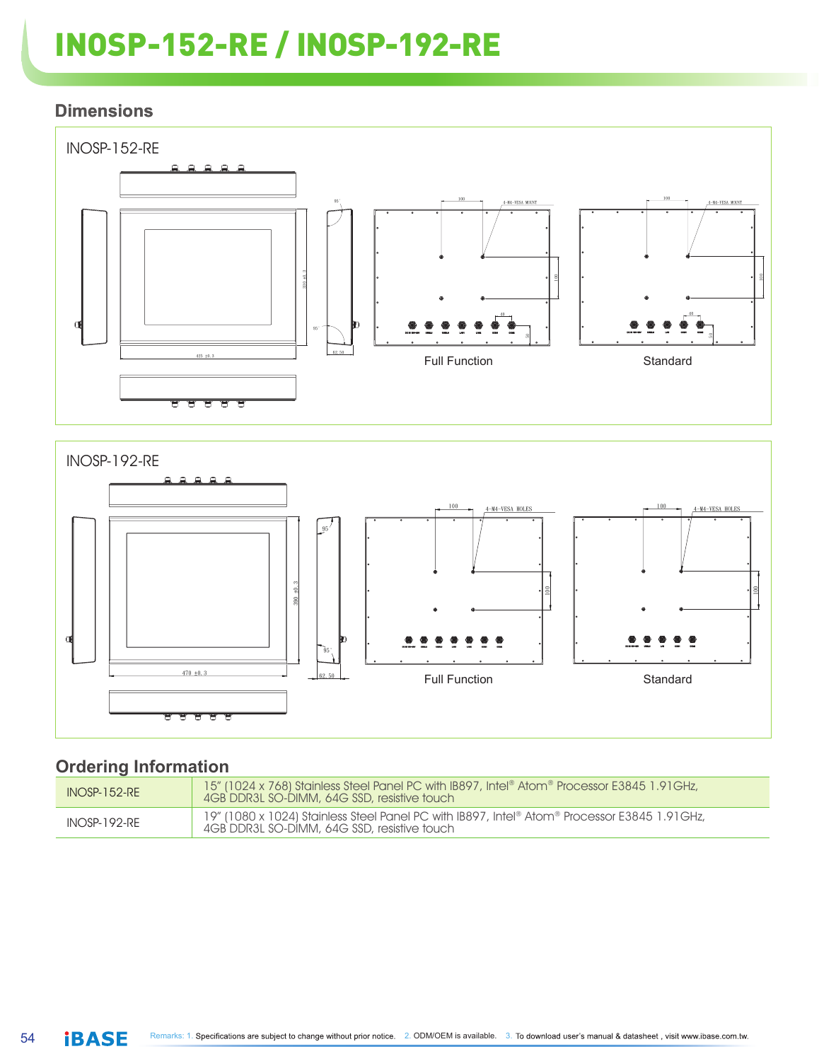# INOSP-152-RE / INOSP-192-RE

## Dimensions

INOSP-152-RE

95°

330 ±0.3

425 ±0.3

62.50

100

4-M4-VESA MOUNT

100

40

50

Full Function

Standard

INOSP-192-RE

95°

390 ±0.3

470 ±0.3

62.50

100

4-M4-VESA HOLES

100

Full Function

Standard

## Ordering Information

| | |
|---|---|
| INOSP-152-RE | 15" (1024 x 768) Stainless Steel Panel PC with IB897, Intel® Atom® Processor E3845 1.91GHz, 4GB DDR3L SO-DIMM, 64G SSD, resistive touch |
| INOSP-192-RE | 19" (1080 x 1024) Stainless Steel Panel PC with IB897, Intel® Atom® Processor E3845 1.91GHz, 4GB DDR3L SO-DIMM, 64G SSD, resistive touch |

Remarks: 1. Specifications are subject to change without prior notice. 2. ODM/OEM is available. 3. To download user's manual & datasheet , visit www.ibase.com.tw.